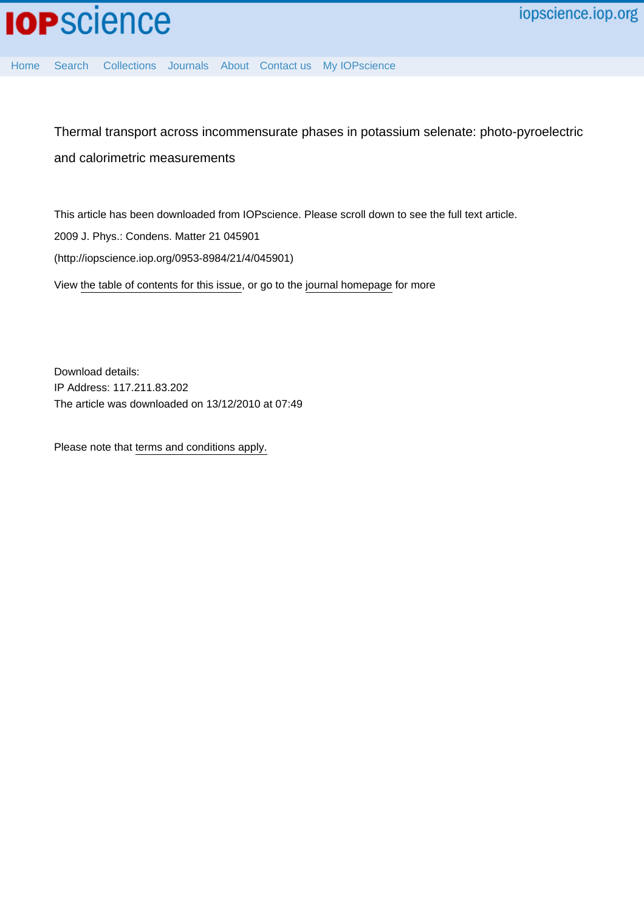Thermal transport across incommensurate phases in potassium selenate: photo-pyroelectric and calorimetric measurements

This article has been downloaded from IOPscience. Please scroll down to see the full text article.

2009 J. Phys.: Condens. Matter 21 045901

(http://iopscience.iop.org/0953-8984/21/4/045901)

View the table of contents for this issue, or go to the journal homepage for more

Download details:

IP Address: 117.211.83.202

The article was downloaded on 13/12/2010 at 07:49

Please note that terms and conditions apply.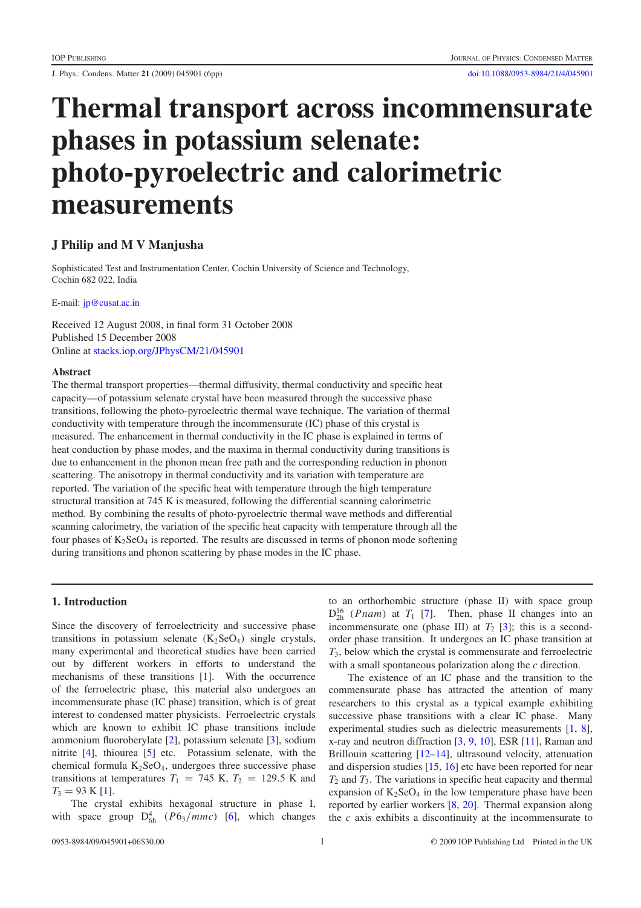# Thermal transport across incommensurate phases in potassium selenate: photo-pyroelectric and calorimetric measurements

## J Philip and M V Manjusha

Sophisticated Test and Instrumentation Center, Cochin University of Science and Technology, Cochin 682 022, India

E-mail: jp@cusat.ac.in

Received 12 August 2008, in final form 31 October 2008
Published 15 December 2008
Online at stacks.iop.org/JPhysCM/21/045901

### Abstract

The thermal transport properties—thermal diffusivity, thermal conductivity and specific heat capacity—of potassium selenate crystal have been measured through the successive phase transitions, following the photo-pyroelectric thermal wave technique. The variation of thermal conductivity with temperature through the incommensurate (IC) phase of this crystal is measured. The enhancement in thermal conductivity in the IC phase is explained in terms of heat conduction by phase modes, and the maxima in thermal conductivity during transitions is due to enhancement in the phonon mean free path and the corresponding reduction in phonon scattering. The anisotropy in thermal conductivity and its variation with temperature are reported. The variation of the specific heat with temperature through the high temperature structural transition at 745 K is measured, following the differential scanning calorimetric method. By combining the results of photo-pyroelectric thermal wave methods and differential scanning calorimetry, the variation of the specific heat capacity with temperature through all the four phases of $K_2SeO_4$ is reported. The results are discussed in terms of phonon mode softening during transitions and phonon scattering by phase modes in the IC phase.

## 1. Introduction

Since the discovery of ferroelectricity and successive phase transitions in potassium selenate ($K_2SeO_4$) single crystals, many experimental and theoretical studies have been carried out by different workers in efforts to understand the mechanisms of these transitions [1]. With the occurrence of the ferroelectric phase, this material also undergoes an incommensurate phase (IC phase) transition, which is of great interest to condensed matter physicists. Ferroelectric crystals which are known to exhibit IC phase transitions include ammonium fluoroberylate [2], potassium selenate [3], sodium nitrite [4], thiourea [5] etc. Potassium selenate, with the chemical formula $K_2SeO_4$, undergoes three successive phase transitions at temperatures $T_1 = 745$ K, $T_2 = 129.5$ K and $T_3 = 93$ K [1].

The crystal exhibits hexagonal structure in phase I, with space group $D^4_{6h}$ $(P6_3/mmc)$ [6], which changes to an orthorhombic structure (phase II) with space group $D^{16}_{2h}$ $(Pnam)$ at $T_1$ [7]. Then, phase II changes into an incommensurate one (phase III) at $T_2$ [3]; this is a second-order phase transition. It undergoes an IC phase transition at $T_3$, below which the crystal is commensurate and ferroelectric with a small spontaneous polarization along the $c$ direction.

The existence of an IC phase and the transition to the commensurate phase has attracted the attention of many researchers to this crystal as a typical example exhibiting successive phase transitions with a clear IC phase. Many experimental studies such as dielectric measurements [1, 8], x-ray and neutron diffraction [3, 9, 10], ESR [11], Raman and Brillouin scattering [12–14], ultrasound velocity, attenuation and dispersion studies [15, 16] etc have been reported for near $T_2$ and $T_3$. The variations in specific heat capacity and thermal expansion of $K_2SeO_4$ in the low temperature phase have been reported by earlier workers [8, 20]. Thermal expansion along the $c$ axis exhibits a discontinuity at the incommensurate to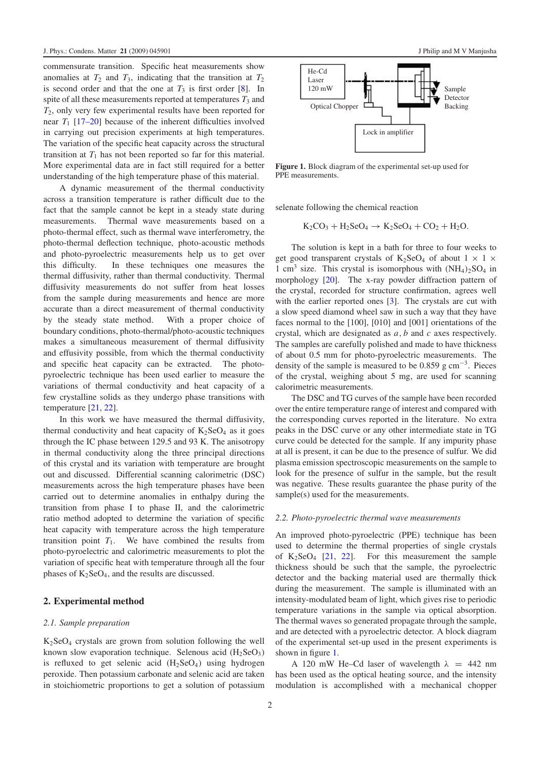commensurate transition. Specific heat measurements show anomalies at $T_2$ and $T_3$, indicating that the transition at $T_2$ is second order and that the one at $T_3$ is first order [8]. In spite of all these measurements reported at temperatures $T_3$ and $T_2$, only very few experimental results have been reported for near $T_1$ [17–20] because of the inherent difficulties involved in carrying out precision experiments at high temperatures. The variation of the specific heat capacity across the structural transition at $T_1$ has not been reported so far for this material. More experimental data are in fact still required for a better understanding of the high temperature phase of this material.

A dynamic measurement of the thermal conductivity across a transition temperature is rather difficult due to the fact that the sample cannot be kept in a steady state during measurements. Thermal wave measurements based on a photo-thermal effect, such as thermal wave interferometry, the photo-thermal deflection technique, photo-acoustic methods and photo-pyroelectric measurements help us to get over this difficulty. In these techniques one measures the thermal diffusivity, rather than thermal conductivity. Thermal diffusivity measurements do not suffer from heat losses from the sample during measurements and hence are more accurate than a direct measurement of thermal conductivity by the steady state method. With a proper choice of boundary conditions, photo-thermal/photo-acoustic techniques makes a simultaneous measurement of thermal diffusivity and effusivity possible, from which the thermal conductivity and specific heat capacity can be extracted. The photo-pyroelectric technique has been used earlier to measure the variations of thermal conductivity and heat capacity of a few crystalline solids as they undergo phase transitions with temperature [21, 22].

In this work we have measured the thermal diffusivity, thermal conductivity and heat capacity of $K_2SeO_4$ as it goes through the IC phase between 129.5 and 93 K. The anisotropy in thermal conductivity along the three principal directions of this crystal and its variation with temperature are brought out and discussed. Differential scanning calorimetric (DSC) measurements across the high temperature phases have been carried out to determine anomalies in enthalpy during the transition from phase I to phase II, and the calorimetric ratio method adopted to determine the variation of specific heat capacity with temperature across the high temperature transition point $T_1$. We have combined the results from photo-pyroelectric and calorimetric measurements to plot the variation of specific heat with temperature through all the four phases of $K_2SeO_4$, and the results are discussed.

## 2. Experimental method

### 2.1. Sample preparation

$K_2SeO_4$ crystals are grown from solution following the well known slow evaporation technique. Selenous acid ($H_2SeO_3$) is refluxed to get selenic acid ($H_2SeO_4$) using hydrogen peroxide. Then potassium carbonate and selenic acid are taken in stoichiometric proportions to get a solution of potassium selenate following the chemical reaction

$$K_2CO_3 + H_2SeO_4 \rightarrow K_2SeO_4 + CO_2 + H_2O.$$

The solution is kept in a bath for three to four weeks to get good transparent crystals of $K_2SeO_4$ of about $1 \times 1 \times 1$ cm$^3$ size. This crystal is isomorphous with $(NH_4)_2SO_4$ in morphology [20]. The x-ray powder diffraction pattern of the crystal, recorded for structure confirmation, agrees well with the earlier reported ones [3]. The crystals are cut with a slow speed diamond wheel saw in such a way that they have faces normal to the [100], [010] and [001] orientations of the crystal, which are designated as $a$, $b$ and $c$ axes respectively. The samples are carefully polished and made to have thickness of about 0.5 mm for photo-pyroelectric measurements. The density of the sample is measured to be 0.859 g cm$^{-3}$. Pieces of the crystal, weighing about 5 mg, are used for scanning calorimetric measurements.

The DSC and TG curves of the sample have been recorded over the entire temperature range of interest and compared with the corresponding curves reported in the literature. No extra peaks in the DSC curve or any other intermediate state in TG curve could be detected for the sample. If any impurity phase at all is present, it can be due to the presence of sulfur. We did plasma emission spectroscopic measurements on the sample to look for the presence of sulfur in the sample, but the result was negative. These results guarantee the phase purity of the sample(s) used for the measurements.

### 2.2. Photo-pyroelectric thermal wave measurements

An improved photo-pyroelectric (PPE) technique has been used to determine the thermal properties of single crystals of $K_2SeO_4$ [21, 22]. For this measurement the sample thickness should be such that the sample, the pyroelectric detector and the backing material used are thermally thick during the measurement. The sample is illuminated with an intensity-modulated beam of light, which gives rise to periodic temperature variations in the sample via optical absorption. The thermal waves so generated propagate through the sample, and are detected with a pyroelectric detector. A block diagram of the experimental set-up used in the present experiments is shown in figure 1.

**Figure 1.** Block diagram of the experimental set-up used for PPE measurements.

A 120 mW He–Cd laser of wavelength $\lambda = 442$ nm has been used as the optical heating source, and the intensity modulation is accomplished with a mechanical chopper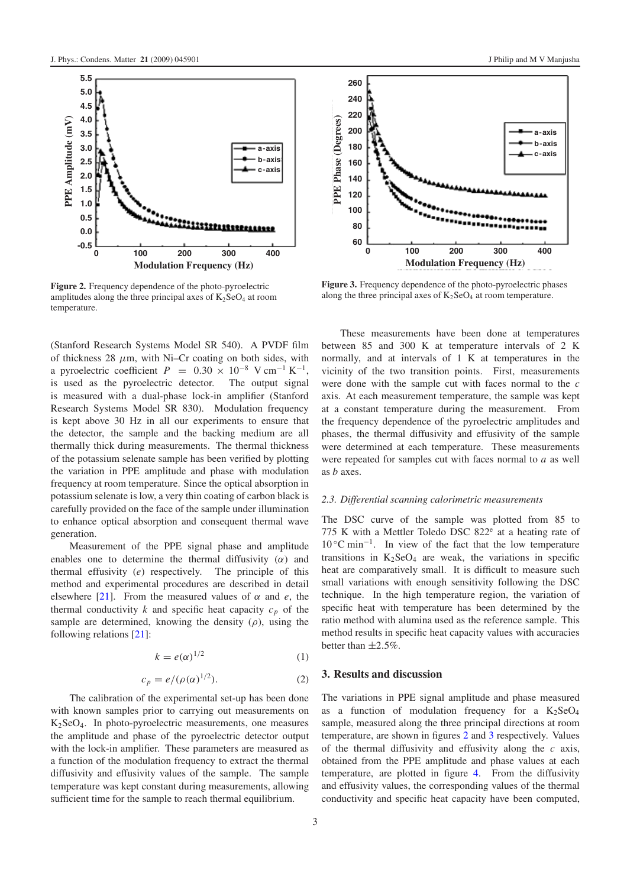Figure 2. Frequency dependence of the photo-pyroelectric amplitudes along the three principal axes of $K_2SeO_4$ at room temperature.

Figure 3. Frequency dependence of the photo-pyroelectric phases along the three principal axes of $K_2SeO_4$ at room temperature.

(Stanford Research Systems Model SR 540). A PVDF film of thickness 28 $\mu$m, with Ni–Cr coating on both sides, with a pyroelectric coefficient $P = 0.30 \times 10^{-8}$ V cm$^{-1}$ K$^{-1}$, is used as the pyroelectric detector. The output signal is measured with a dual-phase lock-in amplifier (Stanford Research Systems Model SR 830). Modulation frequency is kept above 30 Hz in all our experiments to ensure that the detector, the sample and the backing medium are all thermally thick during measurements. The thermal thickness of the potassium selenate sample has been verified by plotting the variation in PPE amplitude and phase with modulation frequency at room temperature. Since the optical absorption in potassium selenate is low, a very thin coating of carbon black is carefully provided on the face of the sample under illumination to enhance optical absorption and consequent thermal wave generation.

Measurement of the PPE signal phase and amplitude enables one to determine the thermal diffusivity ($\alpha$) and thermal effusivity ($e$) respectively. The principle of this method and experimental procedures are described in detail elsewhere [21]. From the measured values of $\alpha$ and $e$, the thermal conductivity $k$ and specific heat capacity $c_p$ of the sample are determined, knowing the density ($\rho$), using the following relations [21]:

$$k = e(\alpha)^{1/2} \tag{1}$$

$$c_p = e/(\rho(\alpha)^{1/2}). \tag{2}$$

The calibration of the experimental set-up has been done with known samples prior to carrying out measurements on $K_2SeO_4$. In photo-pyroelectric measurements, one measures the amplitude and phase of the pyroelectric detector output with the lock-in amplifier. These parameters are measured as a function of the modulation frequency to extract the thermal diffusivity and effusivity values of the sample. The sample temperature was kept constant during measurements, allowing sufficient time for the sample to reach thermal equilibrium.

These measurements have been done at temperatures between 85 and 300 K at temperature intervals of 2 K normally, and at intervals of 1 K at temperatures in the vicinity of the two transition points. First, measurements were done with the sample cut with faces normal to the $c$ axis. At each measurement temperature, the sample was kept at a constant temperature during the measurement. From the frequency dependence of the pyroelectric amplitudes and phases, the thermal diffusivity and effusivity of the sample were determined at each temperature. These measurements were repeated for samples cut with faces normal to $a$ as well as $b$ axes.

### 2.3. Differential scanning calorimetric measurements

The DSC curve of the sample was plotted from 85 to 775 K with a Mettler Toledo DSC 822$^e$ at a heating rate of 10 °C min$^{-1}$. In view of the fact that the low temperature transitions in $K_2SeO_4$ are weak, the variations in specific heat are comparatively small. It is difficult to measure such small variations with enough sensitivity following the DSC technique. In the high temperature region, the variation of specific heat with temperature has been determined by the ratio method with alumina used as the reference sample. This method results in specific heat capacity values with accuracies better than ±2.5%.

## 3. Results and discussion

The variations in PPE signal amplitude and phase measured as a function of modulation frequency for a $K_2SeO_4$ sample, measured along the three principal directions at room temperature, are shown in figures 2 and 3 respectively. Values of the thermal diffusivity and effusivity along the $c$ axis, obtained from the PPE amplitude and phase values at each temperature, are plotted in figure 4. From the diffusivity and effusivity values, the corresponding values of the thermal conductivity and specific heat capacity have been computed,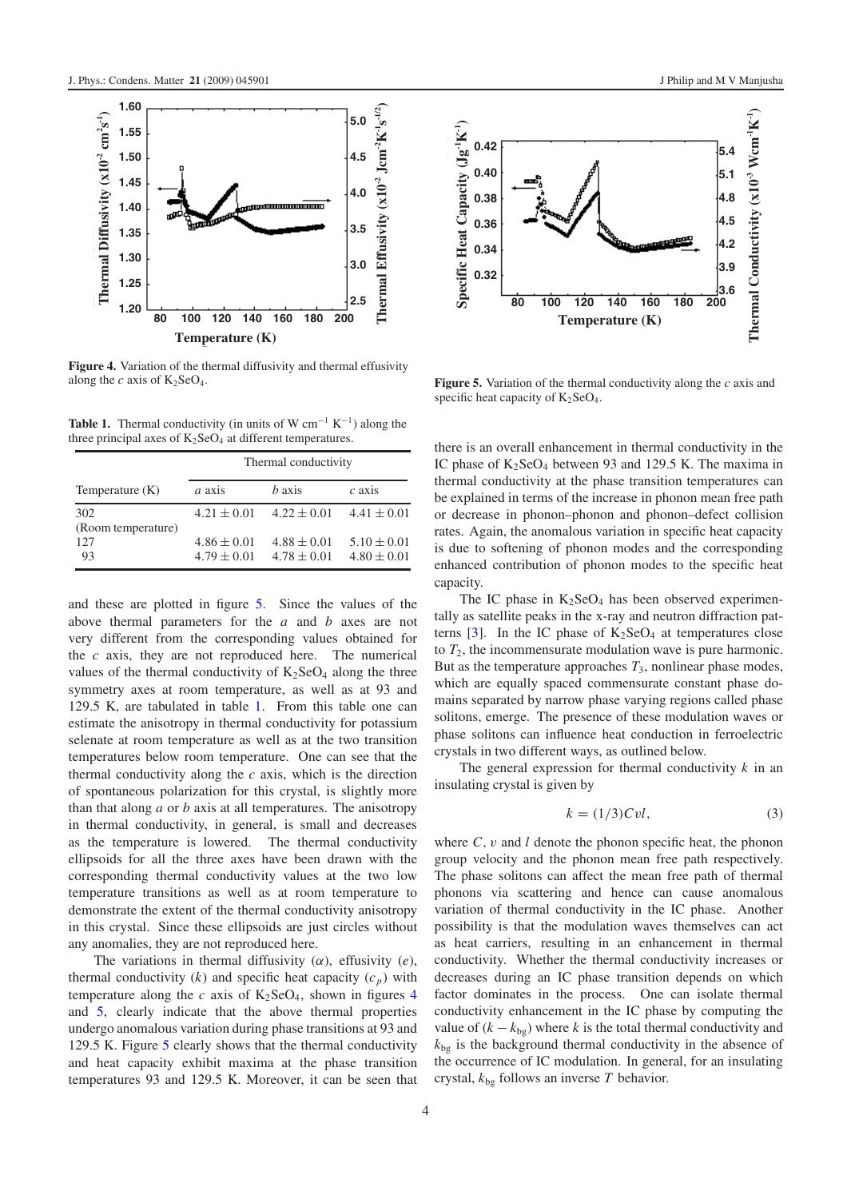**Figure 4.** Variation of the thermal diffusivity and thermal effusivity along the $c$ axis of $K_2SeO_4$.

**Figure 5.** Variation of the thermal conductivity along the $c$ axis and specific heat capacity of $K_2SeO_4$.

**Table 1.** Thermal conductivity (in units of W $cm^{-1}$ $K^{-1}$) along the three principal axes of $K_2SeO_4$ at different temperatures.

| Temperature (K) | Thermal conductivity | | |
|---|---|---|---|
| | $a$ axis | $b$ axis | $c$ axis |
| 302 (Room temperature) | $4.21 \pm 0.01$ | $4.22 \pm 0.01$ | $4.41 \pm 0.01$ |
| 127 | $4.86 \pm 0.01$ | $4.88 \pm 0.01$ | $5.10 \pm 0.01$ |
| 93 | $4.79 \pm 0.01$ | $4.78 \pm 0.01$ | $4.80 \pm 0.01$ |

and these are plotted in figure 5. Since the values of the above thermal parameters for the $a$ and $b$ axes are not very different from the corresponding values obtained for the $c$ axis, they are not reproduced here. The numerical values of the thermal conductivity of $K_2SeO_4$ along the three symmetry axes at room temperature, as well as at 93 and 129.5 K, are tabulated in table 1. From this table one can estimate the anisotropy in thermal conductivity for potassium selenate at room temperature as well as at the two transition temperatures below room temperature. One can see that the thermal conductivity along the $c$ axis, which is the direction of spontaneous polarization for this crystal, is slightly more than that along $a$ or $b$ axis at all temperatures. The anisotropy in thermal conductivity, in general, is small and decreases as the temperature is lowered. The thermal conductivity ellipsoids for all the three axes have been drawn with the corresponding thermal conductivity values at the two low temperature transitions as well as at room temperature to demonstrate the extent of the thermal conductivity anisotropy in this crystal. Since these ellipsoids are just circles without any anomalies, they are not reproduced here.

The variations in thermal diffusivity ($\alpha$), effusivity ($e$), thermal conductivity ($k$) and specific heat capacity ($c_p$) with temperature along the $c$ axis of $K_2SeO_4$, shown in figures 4 and 5, clearly indicate that the above thermal properties undergo anomalous variation during phase transitions at 93 and 129.5 K. Figure 5 clearly shows that the thermal conductivity and heat capacity exhibit maxima at the phase transition temperatures 93 and 129.5 K. Moreover, it can be seen that there is an overall enhancement in thermal conductivity in the IC phase of $K_2SeO_4$ between 93 and 129.5 K. The maxima in thermal conductivity at the phase transition temperatures can be explained in terms of the increase in phonon mean free path or decrease in phonon–phonon and phonon–defect collision rates. Again, the anomalous variation in specific heat capacity is due to softening of phonon modes and the corresponding enhanced contribution of phonon modes to the specific heat capacity.

The IC phase in $K_2SeO_4$ has been observed experimentally as satellite peaks in the x-ray and neutron diffraction patterns [3]. In the IC phase of $K_2SeO_4$ at temperatures close to $T_2$, the incommensurate modulation wave is pure harmonic. But as the temperature approaches $T_3$, nonlinear phase modes, which are equally spaced commensurate constant phase domains separated by narrow phase varying regions called phase solitons, emerge. The presence of these modulation waves or phase solitons can influence heat conduction in ferroelectric crystals in two different ways, as outlined below.

The general expression for thermal conductivity $k$ in an insulating crystal is given by

$$k = (1/3)Cvl, \tag{3}$$

where $C$, $v$ and $l$ denote the phonon specific heat, the phonon group velocity and the phonon mean free path respectively. The phase solitons can affect the mean free path of thermal phonons via scattering and hence can cause anomalous variation of thermal conductivity in the IC phase. Another possibility is that the modulation waves themselves can act as heat carriers, resulting in an enhancement in thermal conductivity. Whether the thermal conductivity increases or decreases during an IC phase transition depends on which factor dominates in the process. One can isolate thermal conductivity enhancement in the IC phase by computing the value of $(k - k_{bg})$ where $k$ is the total thermal conductivity and $k_{bg}$ is the background thermal conductivity in the absence of the occurrence of IC modulation. In general, for an insulating crystal, $k_{bg}$ follows an inverse $T$ behavior.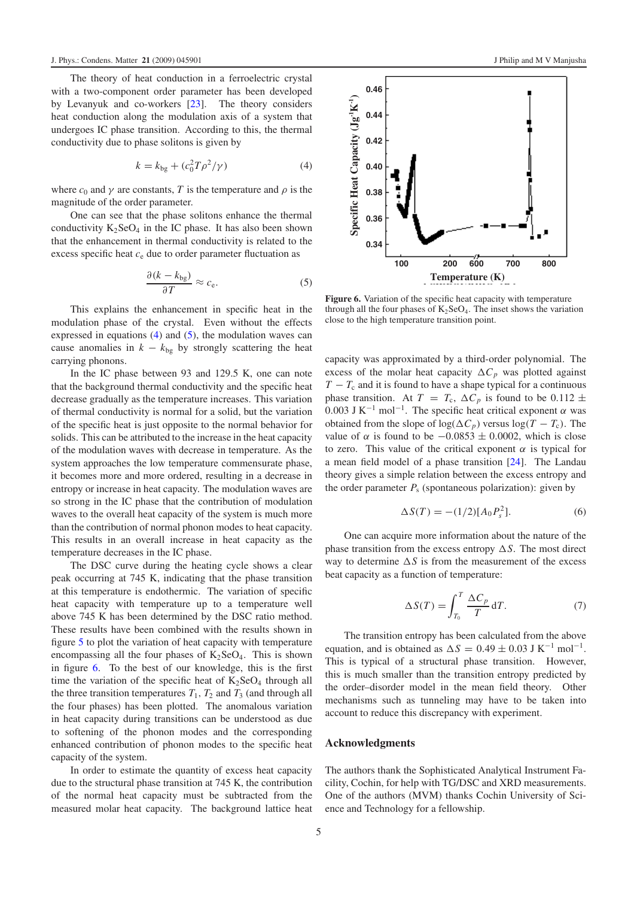The theory of heat conduction in a ferroelectric crystal with a two-component order parameter has been developed by Levanyuk and co-workers [23]. The theory considers heat conduction along the modulation axis of a system that undergoes IC phase transition. According to this, the thermal conductivity due to phase solitons is given by

$$k = k_{bg} + (c_0^2 T \rho^2/\gamma) \tag{4}$$

where $c_0$ and $\gamma$ are constants, $T$ is the temperature and $\rho$ is the magnitude of the order parameter.

One can see that the phase solitons enhance the thermal conductivity $K_2SeO_4$ in the IC phase. It has also been shown that the enhancement in thermal conductivity is related to the excess specific heat $c_e$ due to order parameter fluctuation as

$$\frac{\partial(k - k_{bg})}{\partial T} \approx c_e. \tag{5}$$

This explains the enhancement in specific heat in the modulation phase of the crystal. Even without the effects expressed in equations (4) and (5), the modulation waves can cause anomalies in $k - k_{bg}$ by strongly scattering the heat carrying phonons.

In the IC phase between 93 and 129.5 K, one can note that the background thermal conductivity and the specific heat decrease gradually as the temperature increases. This variation of thermal conductivity is normal for a solid, but the variation of the specific heat is just opposite to the normal behavior for solids. This can be attributed to the increase in the heat capacity of the modulation waves with decrease in temperature. As the system approaches the low temperature commensurate phase, it becomes more and more ordered, resulting in a decrease in entropy or increase in heat capacity. The modulation waves are so strong in the IC phase that the contribution of modulation waves to the overall heat capacity of the system is much more than the contribution of normal phonon modes to heat capacity. This results in an overall increase in heat capacity as the temperature decreases in the IC phase.

The DSC curve during the heating cycle shows a clear peak occurring at 745 K, indicating that the phase transition at this temperature is endothermic. The variation of specific heat capacity with temperature up to a temperature well above 745 K has been determined by the DSC ratio method. These results have been combined with the results shown in figure 5 to plot the variation of heat capacity with temperature encompassing all the four phases of $K_2SeO_4$. This is shown in figure 6. To the best of our knowledge, this is the first time the variation of the specific heat of $K_2SeO_4$ through all the three transition temperatures $T_1$, $T_2$ and $T_3$ (and through all the four phases) has been plotted. The anomalous variation in heat capacity during transitions can be understood as due to softening of the phonon modes and the corresponding enhanced contribution of phonon modes to the specific heat capacity of the system.

In order to estimate the quantity of excess heat capacity due to the structural phase transition at 745 K, the contribution of the normal heat capacity must be subtracted from the measured molar heat capacity. The background lattice heat capacity was approximated by a third-order polynomial. The excess of the molar heat capacity $\Delta C_p$ was plotted against $T - T_c$ and it is found to have a shape typical for a continuous phase transition. At $T = T_c$, $\Delta C_p$ is found to be $0.112 \pm 0.003$ J K$^{-1}$ mol$^{-1}$. The specific heat critical exponent $\alpha$ was obtained from the slope of $\log(\Delta C_p)$ versus $\log(T - T_c)$. The value of $\alpha$ is found to be $-0.0853 \pm 0.0002$, which is close to zero. This value of the critical exponent $\alpha$ is typical for a mean field model of a phase transition [24]. The Landau theory gives a simple relation between the excess entropy and the order parameter $P_s$ (spontaneous polarization): given by

$$\Delta S(T) = -(1/2)[A_0 P_s^2]. \tag{6}$$

One can acquire more information about the nature of the phase transition from the excess entropy $\Delta S$. The most direct way to determine $\Delta S$ is from the measurement of the excess beat capacity as a function of temperature:

$$\Delta S(T) = \int_{T_0}^{T} \frac{\Delta C_p}{T} \, dT. \tag{7}$$

The transition entropy has been calculated from the above equation, and is obtained as $\Delta S = 0.49 \pm 0.03$ J K$^{-1}$ mol$^{-1}$. This is typical of a structural phase transition. However, this is much smaller than the transition entropy predicted by the order–disorder model in the mean field theory. Other mechanisms such as tunneling may have to be taken into account to reduce this discrepancy with experiment.

**Figure 6.** Variation of the specific heat capacity with temperature through all the four phases of $K_2SeO_4$. The inset shows the variation close to the high temperature transition point.

## Acknowledgments

The authors thank the Sophisticated Analytical Instrument Facility, Cochin, for help with TG/DSC and XRD measurements. One of the authors (MVM) thanks Cochin University of Science and Technology for a fellowship.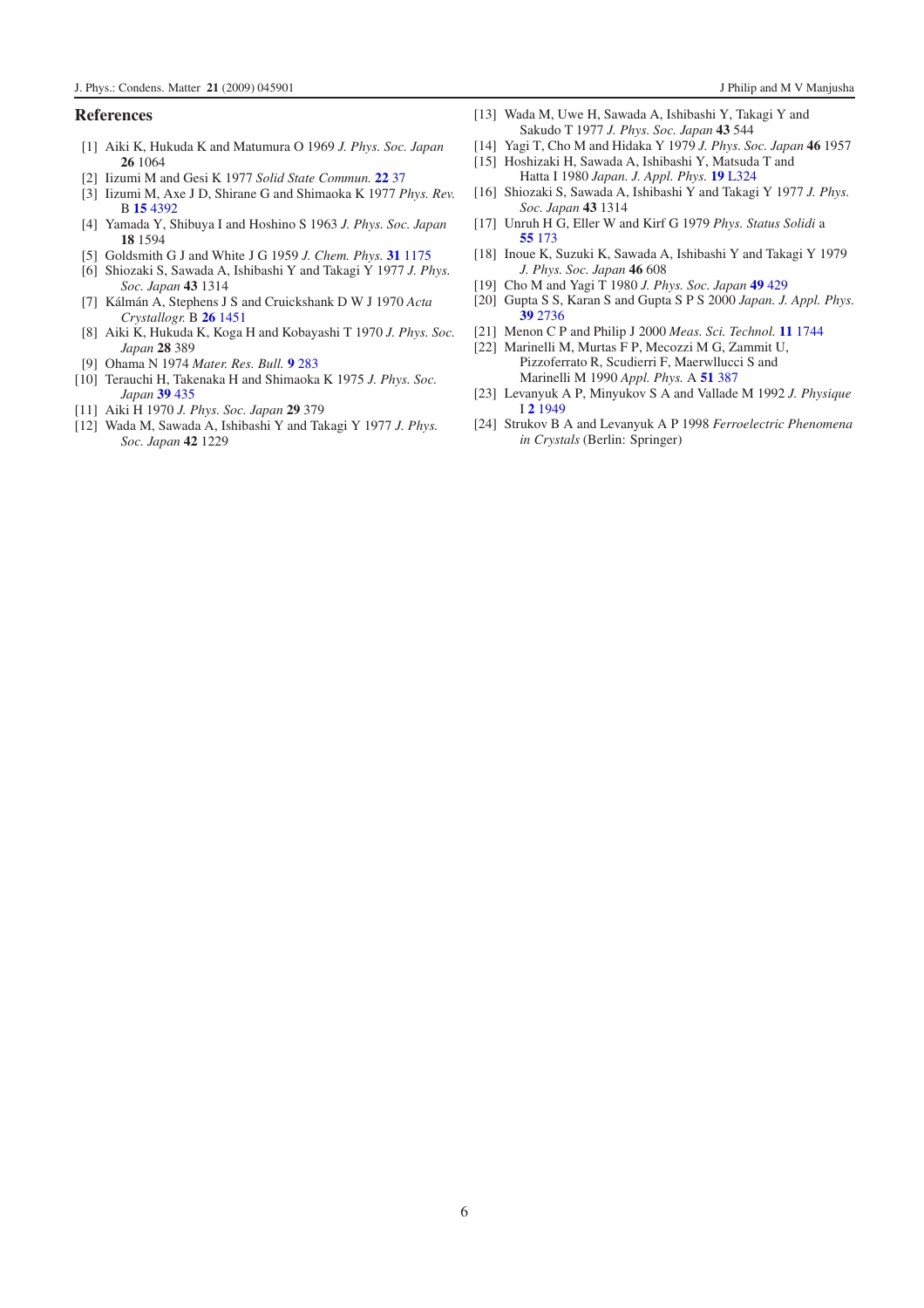## References

[1] Aiki K, Hukuda K and Matumura O 1969 *J. Phys. Soc. Japan* **26** 1064

[2] Iizumi M and Gesi K 1977 *Solid State Commun.* **22** 37

[3] Iizumi M, Axe J D, Shirane G and Shimaoka K 1977 *Phys. Rev.* B **15** 4392

[4] Yamada Y, Shibuya I and Hoshino S 1963 *J. Phys. Soc. Japan* **18** 1594

[5] Goldsmith G J and White J G 1959 *J. Chem. Phys.* **31** 1175

[6] Shiozaki S, Sawada A, Ishibashi Y and Takagi Y 1977 *J. Phys. Soc. Japan* **43** 1314

[7] Kálmán A, Stephens J S and Cruickshank D W J 1970 *Acta Crystallogr.* B **26** 1451

[8] Aiki K, Hukuda K, Koga H and Kobayashi T 1970 *J. Phys. Soc. Japan* **28** 389

[9] Ohama N 1974 *Mater. Res. Bull.* **9** 283

[10] Terauchi H, Takenaka H and Shimaoka K 1975 *J. Phys. Soc. Japan* **39** 435

[11] Aiki H 1970 *J. Phys. Soc. Japan* **29** 379

[12] Wada M, Sawada A, Ishibashi Y and Takagi Y 1977 *J. Phys. Soc. Japan* **42** 1229

[13] Wada M, Uwe H, Sawada A, Ishibashi Y, Takagi Y and Sakudo T 1977 *J. Phys. Soc. Japan* **43** 544

[14] Yagi T, Cho M and Hidaka Y 1979 *J. Phys. Soc. Japan* **46** 1957

[15] Hoshizaki H, Sawada A, Ishibashi Y, Matsuda T and Hatta I 1980 *Japan. J. Appl. Phys.* **19** L324

[16] Shiozaki S, Sawada A, Ishibashi Y and Takagi Y 1977 *J. Phys. Soc. Japan* **43** 1314

[17] Unruh H G, Eller W and Kirf G 1979 *Phys. Status Solidi* a **55** 173

[18] Inoue K, Suzuki K, Sawada A, Ishibashi Y and Takagi Y 1979 *J. Phys. Soc. Japan* **46** 608

[19] Cho M and Yagi T 1980 *J. Phys. Soc. Japan* **49** 429

[20] Gupta S S, Karan S and Gupta S P S 2000 *Japan. J. Appl. Phys.* **39** 2736

[21] Menon C P and Philip J 2000 *Meas. Sci. Technol.* **11** 1744

[22] Marinelli M, Murtas F P, Mecozzi M G, Zammit U, Pizzoferrato R, Scudierri F, Maerwllucci S and Marinelli M 1990 *Appl. Phys.* A **51** 387

[23] Levanyuk A P, Minyukov S A and Vallade M 1992 *J. Physique* I **2** 1949

[24] Strukov B A and Levanyuk A P 1998 *Ferroelectric Phenomena in Crystals* (Berlin: Springer)